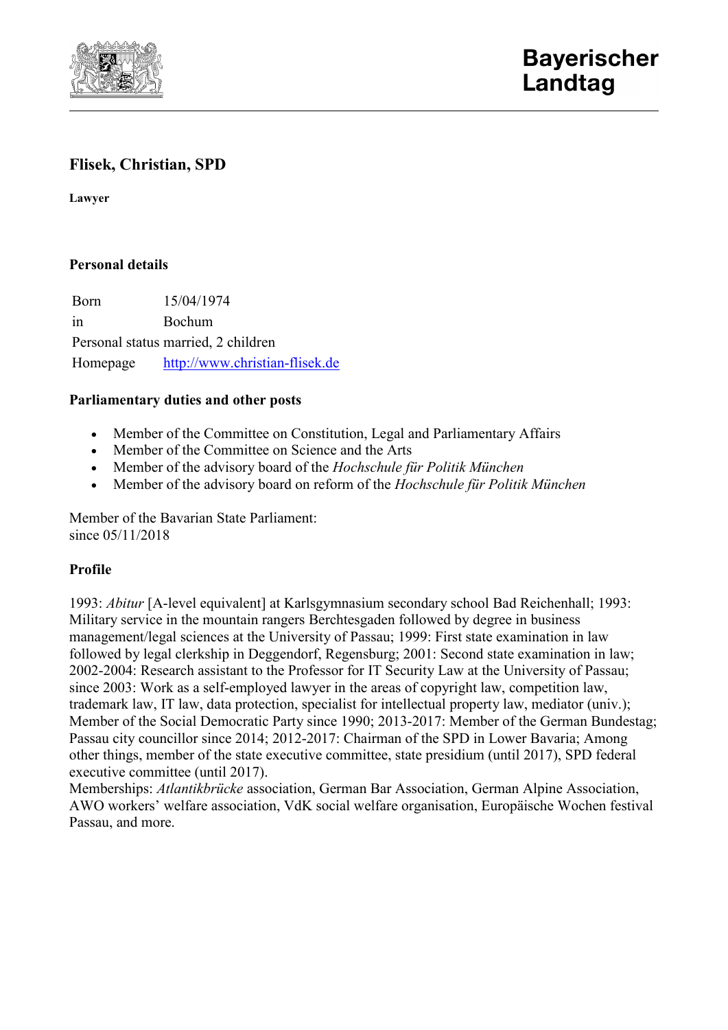Bayerischer Landtag

# Flisek, Christian, SPD

**Lawyer**

## Personal details

| | |
|---|---|
| Born | 15/04/1974 |
| in | Bochum |
| Personal status | married, 2 children |
| Homepage | http://www.christian-flisek.de |

## Parliamentary duties and other posts

- Member of the Committee on Constitution, Legal and Parliamentary Affairs
- Member of the Committee on Science and the Arts
- Member of the advisory board of the *Hochschule für Politik München*
- Member of the advisory board on reform of the *Hochschule für Politik München*

Member of the Bavarian State Parliament:
since 05/11/2018

## Profile

1993: *Abitur* [A-level equivalent] at Karlsgymnasium secondary school Bad Reichenhall; 1993: Military service in the mountain rangers Berchtesgaden followed by degree in business management/legal sciences at the University of Passau; 1999: First state examination in law followed by legal clerkship in Deggendorf, Regensburg; 2001: Second state examination in law; 2002-2004: Research assistant to the Professor for IT Security Law at the University of Passau; since 2003: Work as a self-employed lawyer in the areas of copyright law, competition law, trademark law, IT law, data protection, specialist for intellectual property law, mediator (univ.); Member of the Social Democratic Party since 1990; 2013-2017: Member of the German Bundestag; Passau city councillor since 2014; 2012-2017: Chairman of the SPD in Lower Bavaria; Among other things, member of the state executive committee, state presidium (until 2017), SPD federal executive committee (until 2017).
Memberships: *Atlantikbrücke* association, German Bar Association, German Alpine Association, AWO workers' welfare association, VdK social welfare organisation, Europäische Wochen festival Passau, and more.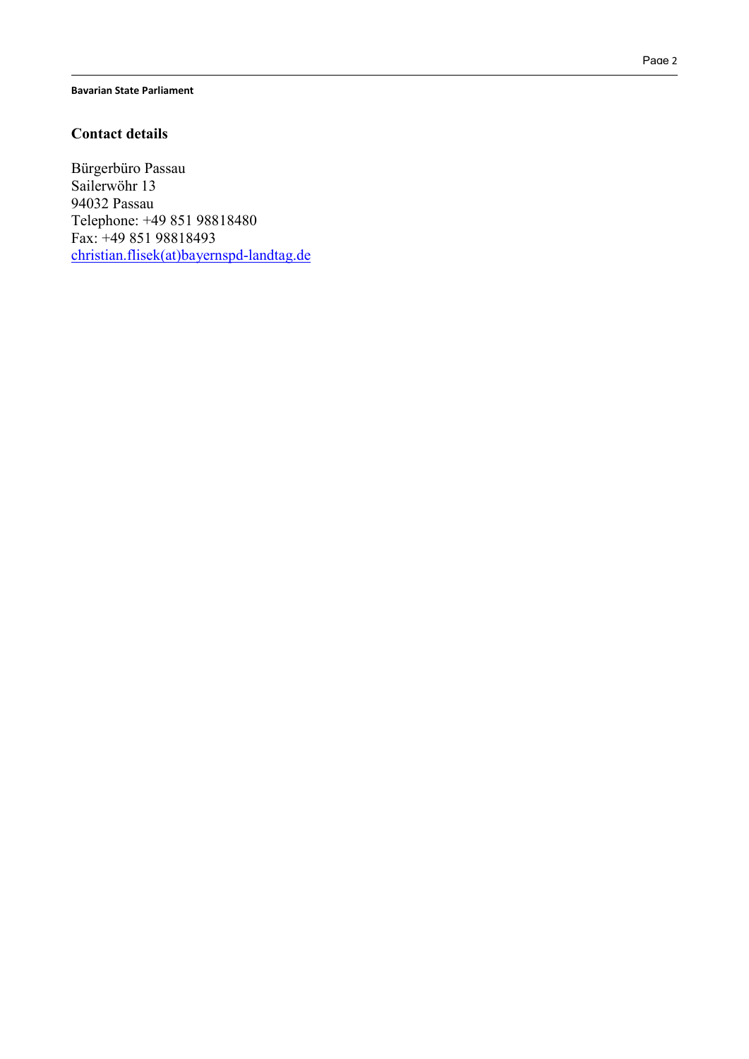## Contact details

Bürgerbüro Passau
Sailerwöhr 13
94032 Passau
Telephone: +49 851 98818480
Fax: +49 851 98818493
christian.flisek(at)bayernspd-landtag.de